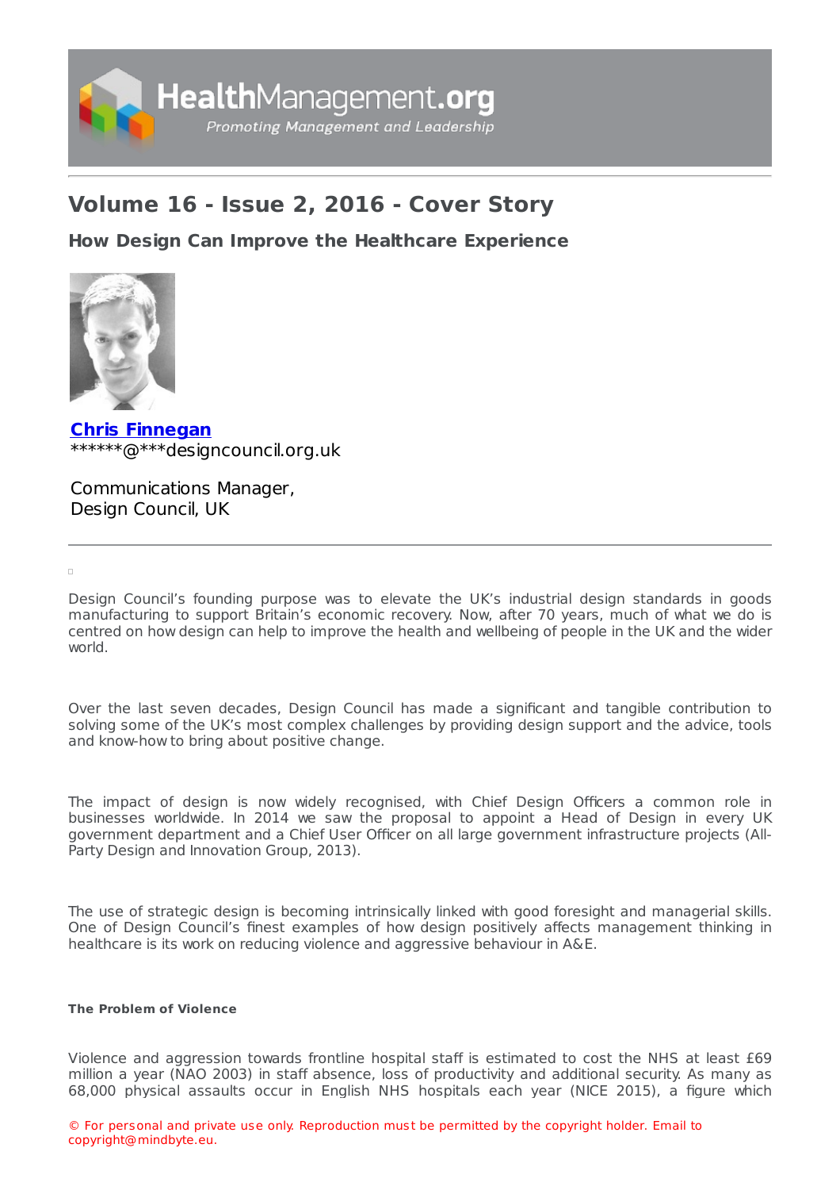# Volume 16 - Issue 2, 2016 - Cover Story

## How Design Can Improve the Healthcare Experience

**Chris Finnegan**
******@***designcouncil.org.uk

Communications Manager,
Design Council, UK

---

Design Council's founding purpose was to elevate the UK's industrial design standards in goods manufacturing to support Britain's economic recovery. Now, after 70 years, much of what we do is centred on how design can help to improve the health and wellbeing of people in the UK and the wider world.

Over the last seven decades, Design Council has made a significant and tangible contribution to solving some of the UK's most complex challenges by providing design support and the advice, tools and know-how to bring about positive change.

The impact of design is now widely recognised, with Chief Design Officers a common role in businesses worldwide. In 2014 we saw the proposal to appoint a Head of Design in every UK government department and a Chief User Officer on all large government infrastructure projects (All-Party Design and Innovation Group, 2013).

The use of strategic design is becoming intrinsically linked with good foresight and managerial skills. One of Design Council's finest examples of how design positively affects management thinking in healthcare is its work on reducing violence and aggressive behaviour in A&E.

#### The Problem of Violence

Violence and aggression towards frontline hospital staff is estimated to cost the NHS at least £69 million a year (NAO 2003) in staff absence, loss of productivity and additional security. As many as 68,000 physical assaults occur in English NHS hospitals each year (NICE 2015), a figure which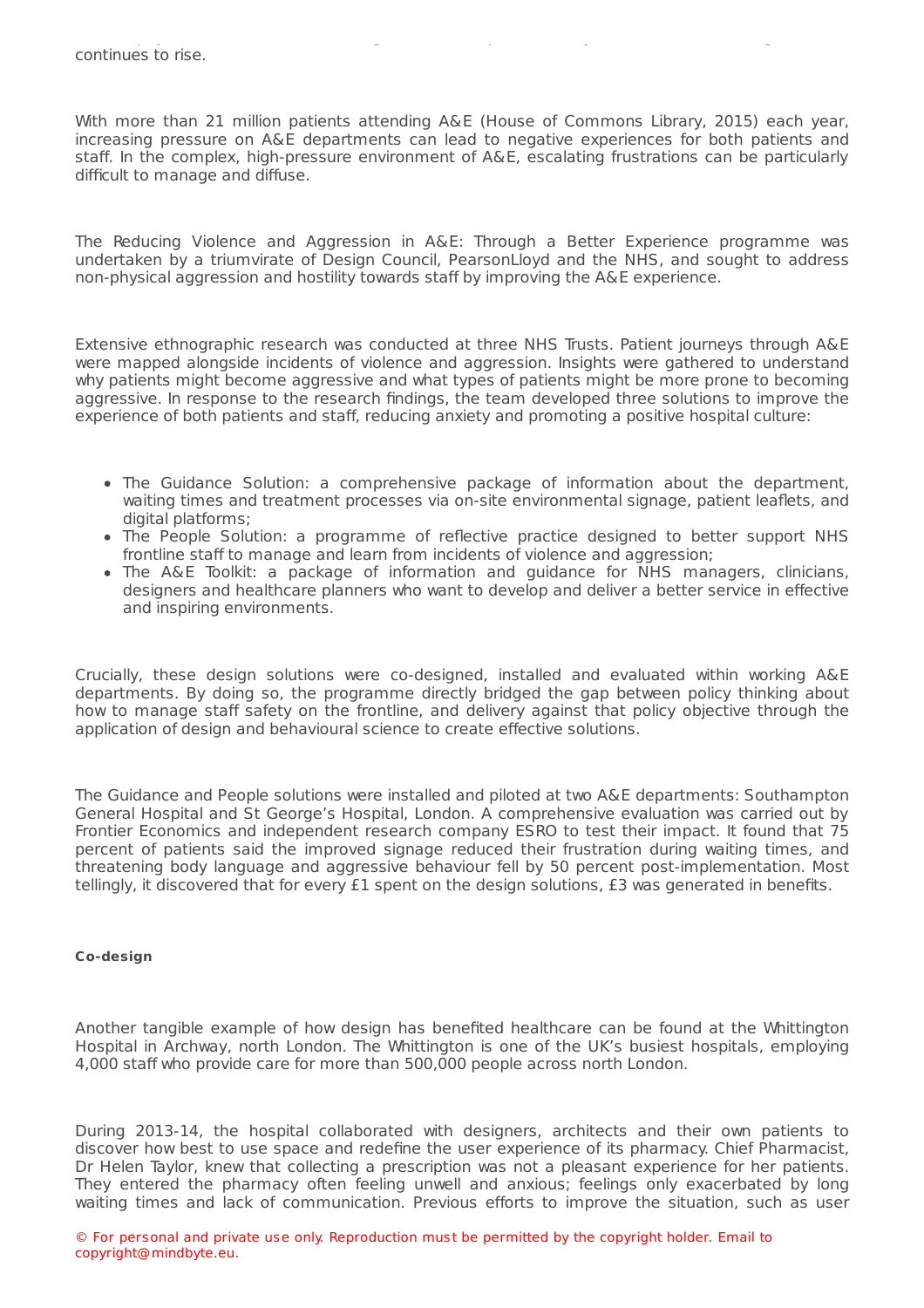continues to rise.

With more than 21 million patients attending A&E (House of Commons Library, 2015) each year, increasing pressure on A&E departments can lead to negative experiences for both patients and staff. In the complex, high-pressure environment of A&E, escalating frustrations can be particularly difficult to manage and diffuse.

The Reducing Violence and Aggression in A&E: Through a Better Experience programme was undertaken by a triumvirate of Design Council, PearsonLloyd and the NHS, and sought to address non-physical aggression and hostility towards staff by improving the A&E experience.

Extensive ethnographic research was conducted at three NHS Trusts. Patient journeys through A&E were mapped alongside incidents of violence and aggression. Insights were gathered to understand why patients might become aggressive and what types of patients might be more prone to becoming aggressive. In response to the research findings, the team developed three solutions to improve the experience of both patients and staff, reducing anxiety and promoting a positive hospital culture:

- The Guidance Solution: a comprehensive package of information about the department, waiting times and treatment processes via on-site environmental signage, patient leaflets, and digital platforms;
- The People Solution: a programme of reflective practice designed to better support NHS frontline staff to manage and learn from incidents of violence and aggression;
- The A&E Toolkit: a package of information and guidance for NHS managers, clinicians, designers and healthcare planners who want to develop and deliver a better service in effective and inspiring environments.

Crucially, these design solutions were co-designed, installed and evaluated within working A&E departments. By doing so, the programme directly bridged the gap between policy thinking about how to manage staff safety on the frontline, and delivery against that policy objective through the application of design and behavioural science to create effective solutions.

The Guidance and People solutions were installed and piloted at two A&E departments: Southampton General Hospital and St George's Hospital, London. A comprehensive evaluation was carried out by Frontier Economics and independent research company ESRO to test their impact. It found that 75 percent of patients said the improved signage reduced their frustration during waiting times, and threatening body language and aggressive behaviour fell by 50 percent post-implementation. Most tellingly, it discovered that for every £1 spent on the design solutions, £3 was generated in benefits.

**Co-design**

Another tangible example of how design has benefited healthcare can be found at the Whittington Hospital in Archway, north London. The Whittington is one of the UK's busiest hospitals, employing 4,000 staff who provide care for more than 500,000 people across north London.

During 2013-14, the hospital collaborated with designers, architects and their own patients to discover how best to use space and redefine the user experience of its pharmacy. Chief Pharmacist, Dr Helen Taylor, knew that collecting a prescription was not a pleasant experience for her patients. They entered the pharmacy often feeling unwell and anxious; feelings only exacerbated by long waiting times and lack of communication. Previous efforts to improve the situation, such as user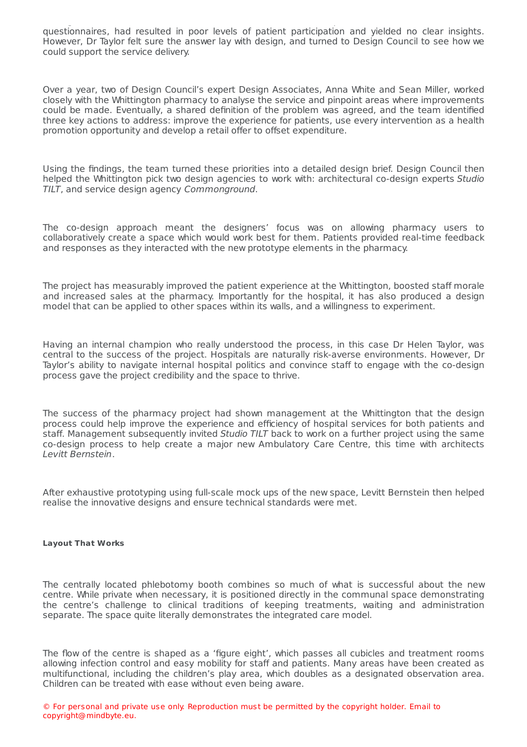questionnaires, had resulted in poor levels of patient participation and yielded no clear insights. However, Dr Taylor felt sure the answer lay with design, and turned to Design Council to see how we could support the service delivery.

Over a year, two of Design Council's expert Design Associates, Anna White and Sean Miller, worked closely with the Whittington pharmacy to analyse the service and pinpoint areas where improvements could be made. Eventually, a shared definition of the problem was agreed, and the team identified three key actions to address: improve the experience for patients, use every intervention as a health promotion opportunity and develop a retail offer to offset expenditure.

Using the findings, the team turned these priorities into a detailed design brief. Design Council then helped the Whittington pick two design agencies to work with: architectural co-design experts *Studio TILT*, and service design agency *Commonground*.

The co-design approach meant the designers' focus was on allowing pharmacy users to collaboratively create a space which would work best for them. Patients provided real-time feedback and responses as they interacted with the new prototype elements in the pharmacy.

The project has measurably improved the patient experience at the Whittington, boosted staff morale and increased sales at the pharmacy. Importantly for the hospital, it has also produced a design model that can be applied to other spaces within its walls, and a willingness to experiment.

Having an internal champion who really understood the process, in this case Dr Helen Taylor, was central to the success of the project. Hospitals are naturally risk-averse environments. However, Dr Taylor's ability to navigate internal hospital politics and convince staff to engage with the co-design process gave the project credibility and the space to thrive.

The success of the pharmacy project had shown management at the Whittington that the design process could help improve the experience and efficiency of hospital services for both patients and staff. Management subsequently invited *Studio TILT* back to work on a further project using the same co-design process to help create a major new Ambulatory Care Centre, this time with architects *Levitt Bernstein*.

After exhaustive prototyping using full-scale mock ups of the new space, Levitt Bernstein then helped realise the innovative designs and ensure technical standards were met.

**Layout That Works**

The centrally located phlebotomy booth combines so much of what is successful about the new centre. While private when necessary, it is positioned directly in the communal space demonstrating the centre's challenge to clinical traditions of keeping treatments, waiting and administration separate. The space quite literally demonstrates the integrated care model.

The flow of the centre is shaped as a 'figure eight', which passes all cubicles and treatment rooms allowing infection control and easy mobility for staff and patients. Many areas have been created as multifunctional, including the children's play area, which doubles as a designated observation area. Children can be treated with ease without even being aware.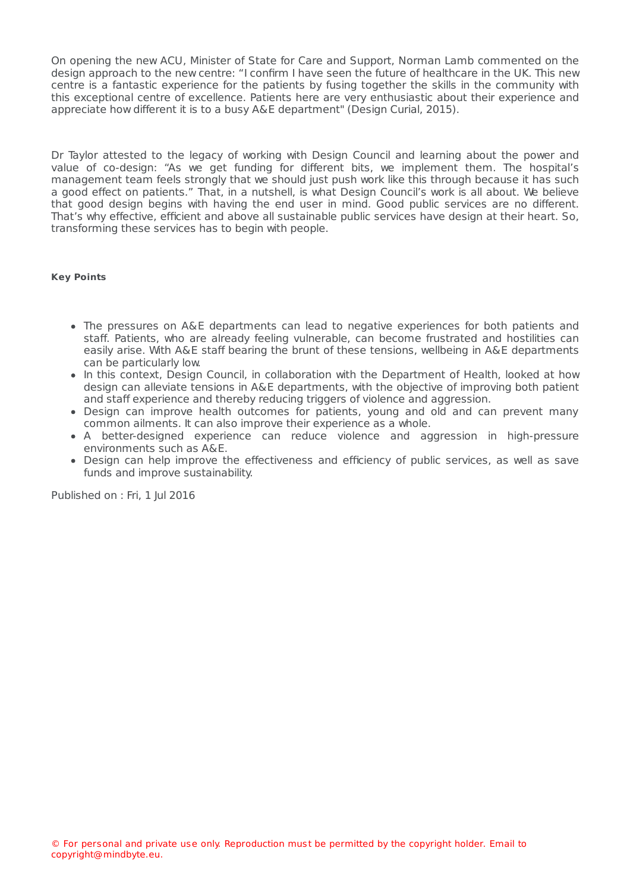On opening the new ACU, Minister of State for Care and Support, Norman Lamb commented on the design approach to the new centre: "I confirm I have seen the future of healthcare in the UK. This new centre is a fantastic experience for the patients by fusing together the skills in the community with this exceptional centre of excellence. Patients here are very enthusiastic about their experience and appreciate how different it is to a busy A&E department" (Design Curial, 2015).

Dr Taylor attested to the legacy of working with Design Council and learning about the power and value of co-design: "As we get funding for different bits, we implement them. The hospital's management team feels strongly that we should just push work like this through because it has such a good effect on patients." That, in a nutshell, is what Design Council's work is all about. We believe that good design begins with having the end user in mind. Good public services are no different. That's why effective, efficient and above all sustainable public services have design at their heart. So, transforming these services has to begin with people.

**Key Points**

- The pressures on A&E departments can lead to negative experiences for both patients and staff. Patients, who are already feeling vulnerable, can become frustrated and hostilities can easily arise. With A&E staff bearing the brunt of these tensions, wellbeing in A&E departments can be particularly low.
- In this context, Design Council, in collaboration with the Department of Health, looked at how design can alleviate tensions in A&E departments, with the objective of improving both patient and staff experience and thereby reducing triggers of violence and aggression.
- Design can improve health outcomes for patients, young and old and can prevent many common ailments. It can also improve their experience as a whole.
- A better-designed experience can reduce violence and aggression in high-pressure environments such as A&E.
- Design can help improve the effectiveness and efficiency of public services, as well as save funds and improve sustainability.

Published on : Fri, 1 Jul 2016

© For personal and private use only. Reproduction must be permitted by the copyright holder. Email to copyright@mindbyte.eu.